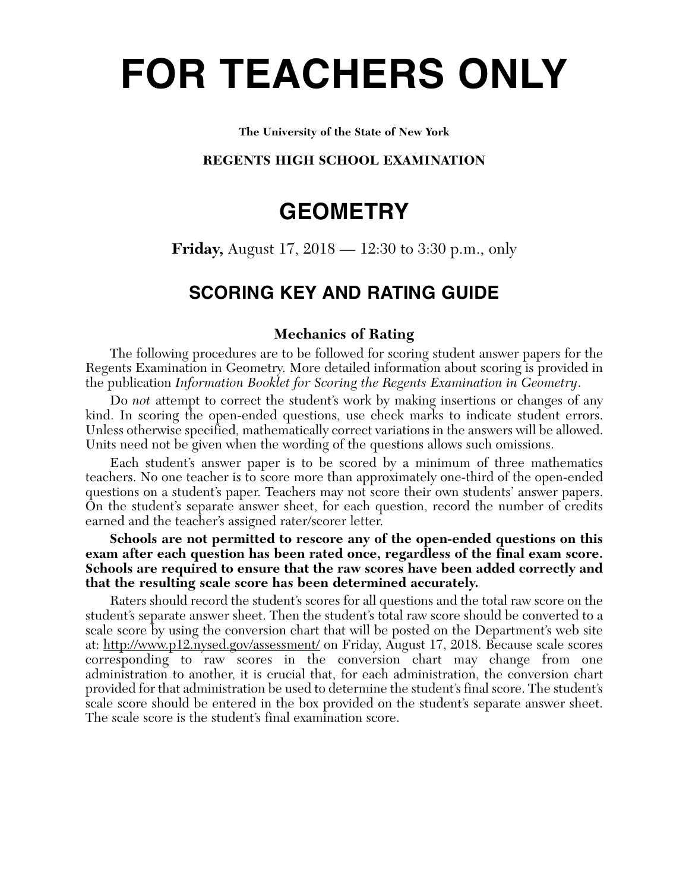# FOR TEACHERS ONLY

**The University of the State of New York**

**REGENTS HIGH SCHOOL EXAMINATION**

## GEOMETRY

**Friday,** August 17, 2018 — 12:30 to 3:30 p.m., only

## SCORING KEY AND RATING GUIDE

### Mechanics of Rating

The following procedures are to be followed for scoring student answer papers for the Regents Examination in Geometry. More detailed information about scoring is provided in the publication *Information Booklet for Scoring the Regents Examination in Geometry*.

Do *not* attempt to correct the student's work by making insertions or changes of any kind. In scoring the open-ended questions, use check marks to indicate student errors. Unless otherwise specified, mathematically correct variations in the answers will be allowed. Units need not be given when the wording of the questions allows such omissions.

Each student's answer paper is to be scored by a minimum of three mathematics teachers. No one teacher is to score more than approximately one-third of the open-ended questions on a student's paper. Teachers may not score their own students' answer papers. On the student's separate answer sheet, for each question, record the number of credits earned and the teacher's assigned rater/scorer letter.

**Schools are not permitted to rescore any of the open-ended questions on this exam after each question has been rated once, regardless of the final exam score. Schools are required to ensure that the raw scores have been added correctly and that the resulting scale score has been determined accurately.**

Raters should record the student's scores for all questions and the total raw score on the student's separate answer sheet. Then the student's total raw score should be converted to a scale score by using the conversion chart that will be posted on the Department's web site at: http://www.p12.nysed.gov/assessment/ on Friday, August 17, 2018. Because scale scores corresponding to raw scores in the conversion chart may change from one administration to another, it is crucial that, for each administration, the conversion chart provided for that administration be used to determine the student's final score. The student's scale score should be entered in the box provided on the student's separate answer sheet. The scale score is the student's final examination score.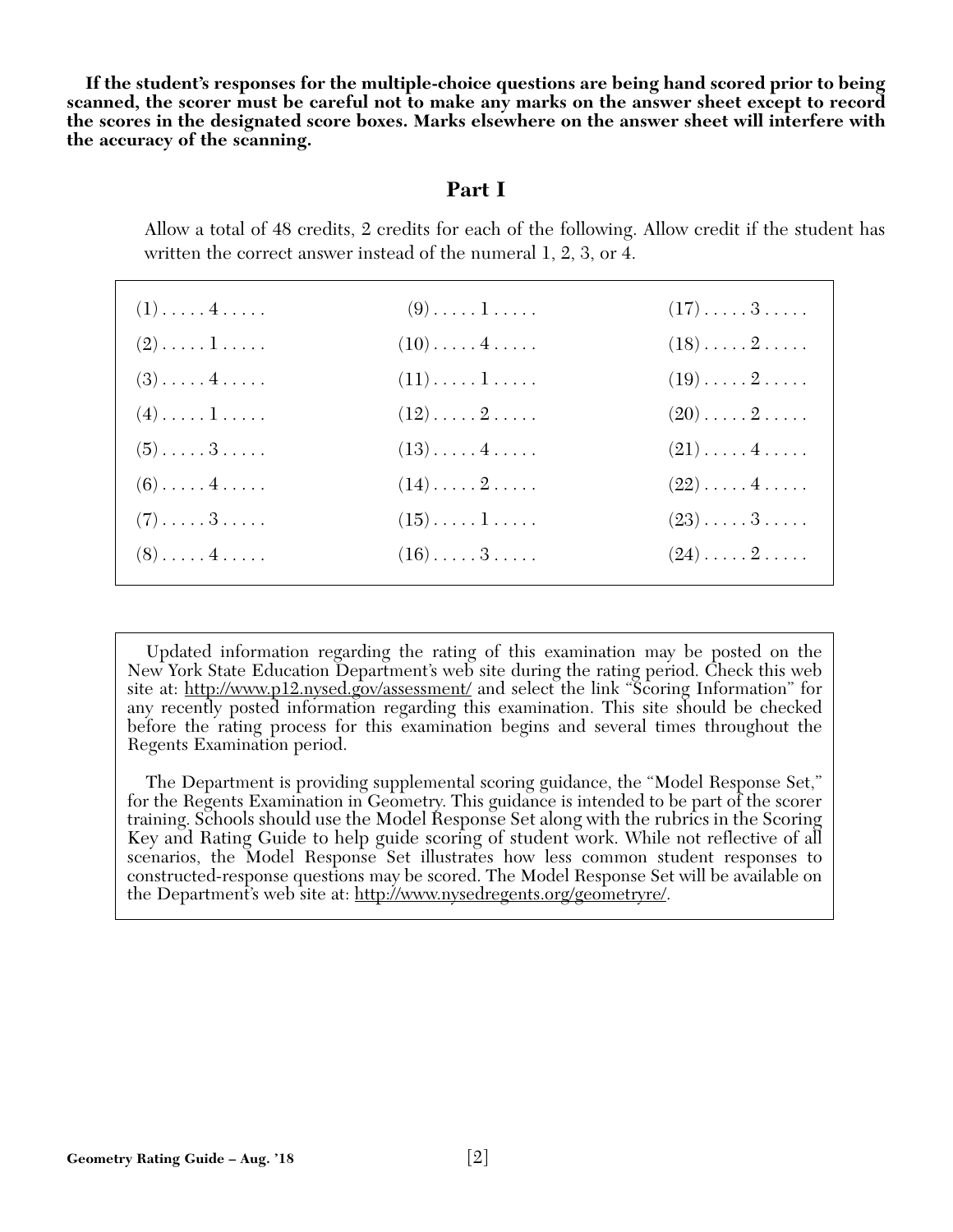**If the student's responses for the multiple-choice questions are being hand scored prior to being scanned, the scorer must be careful not to make any marks on the answer sheet except to record the scores in the designated score boxes. Marks elsewhere on the answer sheet will interfere with the accuracy of the scanning.**

## Part I

Allow a total of 48 credits, 2 credits for each of the following. Allow credit if the student has written the correct answer instead of the numeral 1, 2, 3, or 4.

| | | |
|---|---|---|
| (1) . . . . . 4 . . . . . | (9) . . . . . 1 . . . . . | (17) . . . . . 3 . . . . . |
| (2) . . . . . 1 . . . . . | (10) . . . . . 4 . . . . . | (18) . . . . . 2 . . . . . |
| (3) . . . . . 4 . . . . . | (11) . . . . . 1 . . . . . | (19) . . . . . 2 . . . . . |
| (4) . . . . . 1 . . . . . | (12) . . . . . 2 . . . . . | (20) . . . . . 2 . . . . . |
| (5) . . . . . 3 . . . . . | (13) . . . . . 4 . . . . . | (21) . . . . . 4 . . . . . |
| (6) . . . . . 4 . . . . . | (14) . . . . . 2 . . . . . | (22) . . . . . 4 . . . . . |
| (7) . . . . . 3 . . . . . | (15) . . . . . 1 . . . . . | (23) . . . . . 3 . . . . . |
| (8) . . . . . 4 . . . . . | (16) . . . . . 3 . . . . . | (24) . . . . . 2 . . . . . |

Updated information regarding the rating of this examination may be posted on the New York State Education Department's web site during the rating period. Check this web site at: http://www.p12.nysed.gov/assessment/ and select the link "Scoring Information" for any recently posted information regarding this examination. This site should be checked before the rating process for this examination begins and several times throughout the Regents Examination period.

The Department is providing supplemental scoring guidance, the "Model Response Set," for the Regents Examination in Geometry. This guidance is intended to be part of the scorer training. Schools should use the Model Response Set along with the rubrics in the Scoring Key and Rating Guide to help guide scoring of student work. While not reflective of all scenarios, the Model Response Set illustrates how less common student responses to constructed-response questions may be scored. The Model Response Set will be available on the Department's web site at: http://www.nysedregents.org/geometryre/.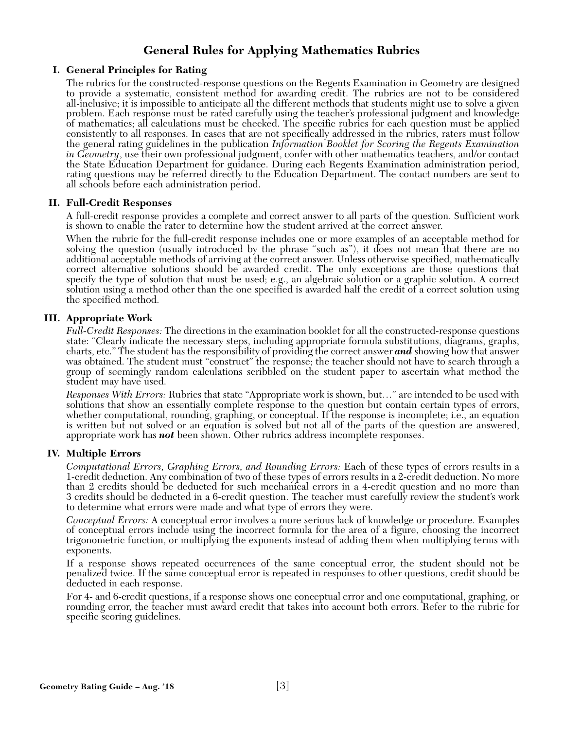# General Rules for Applying Mathematics Rubrics

## I. General Principles for Rating

The rubrics for the constructed-response questions on the Regents Examination in Geometry are designed to provide a systematic, consistent method for awarding credit. The rubrics are not to be considered all-inclusive; it is impossible to anticipate all the different methods that students might use to solve a given problem. Each response must be rated carefully using the teacher's professional judgment and knowledge of mathematics; all calculations must be checked. The specific rubrics for each question must be applied consistently to all responses. In cases that are not specifically addressed in the rubrics, raters must follow the general rating guidelines in the publication *Information Booklet for Scoring the Regents Examination in Geometry*, use their own professional judgment, confer with other mathematics teachers, and/or contact the State Education Department for guidance. During each Regents Examination administration period, rating questions may be referred directly to the Education Department. The contact numbers are sent to all schools before each administration period.

## II. Full-Credit Responses

A full-credit response provides a complete and correct answer to all parts of the question. Sufficient work is shown to enable the rater to determine how the student arrived at the correct answer.

When the rubric for the full-credit response includes one or more examples of an acceptable method for solving the question (usually introduced by the phrase "such as"), it does not mean that there are no additional acceptable methods of arriving at the correct answer. Unless otherwise specified, mathematically correct alternative solutions should be awarded credit. The only exceptions are those questions that specify the type of solution that must be used; e.g., an algebraic solution or a graphic solution. A correct solution using a method other than the one specified is awarded half the credit of a correct solution using the specified method.

## III. Appropriate Work

*Full-Credit Responses:* The directions in the examination booklet for all the constructed-response questions state: "Clearly indicate the necessary steps, including appropriate formula substitutions, diagrams, graphs, charts, etc." The student has the responsibility of providing the correct answer ***and*** showing how that answer was obtained. The student must "construct" the response; the teacher should not have to search through a group of seemingly random calculations scribbled on the student paper to ascertain what method the student may have used.

*Responses With Errors:* Rubrics that state "Appropriate work is shown, but…" are intended to be used with solutions that show an essentially complete response to the question but contain certain types of errors, whether computational, rounding, graphing, or conceptual. If the response is incomplete; i.e., an equation is written but not solved or an equation is solved but not all of the parts of the question are answered, appropriate work has ***not*** been shown. Other rubrics address incomplete responses.

## IV. Multiple Errors

*Computational Errors, Graphing Errors, and Rounding Errors:* Each of these types of errors results in a 1-credit deduction. Any combination of two of these types of errors results in a 2-credit deduction. No more than 2 credits should be deducted for such mechanical errors in a 4-credit question and no more than 3 credits should be deducted in a 6-credit question. The teacher must carefully review the student's work to determine what errors were made and what type of errors they were.

*Conceptual Errors:* A conceptual error involves a more serious lack of knowledge or procedure. Examples of conceptual errors include using the incorrect formula for the area of a figure, choosing the incorrect trigonometric function, or multiplying the exponents instead of adding them when multiplying terms with exponents.

If a response shows repeated occurrences of the same conceptual error, the student should not be penalized twice. If the same conceptual error is repeated in responses to other questions, credit should be deducted in each response.

For 4- and 6-credit questions, if a response shows one conceptual error and one computational, graphing, or rounding error, the teacher must award credit that takes into account both errors. Refer to the rubric for specific scoring guidelines.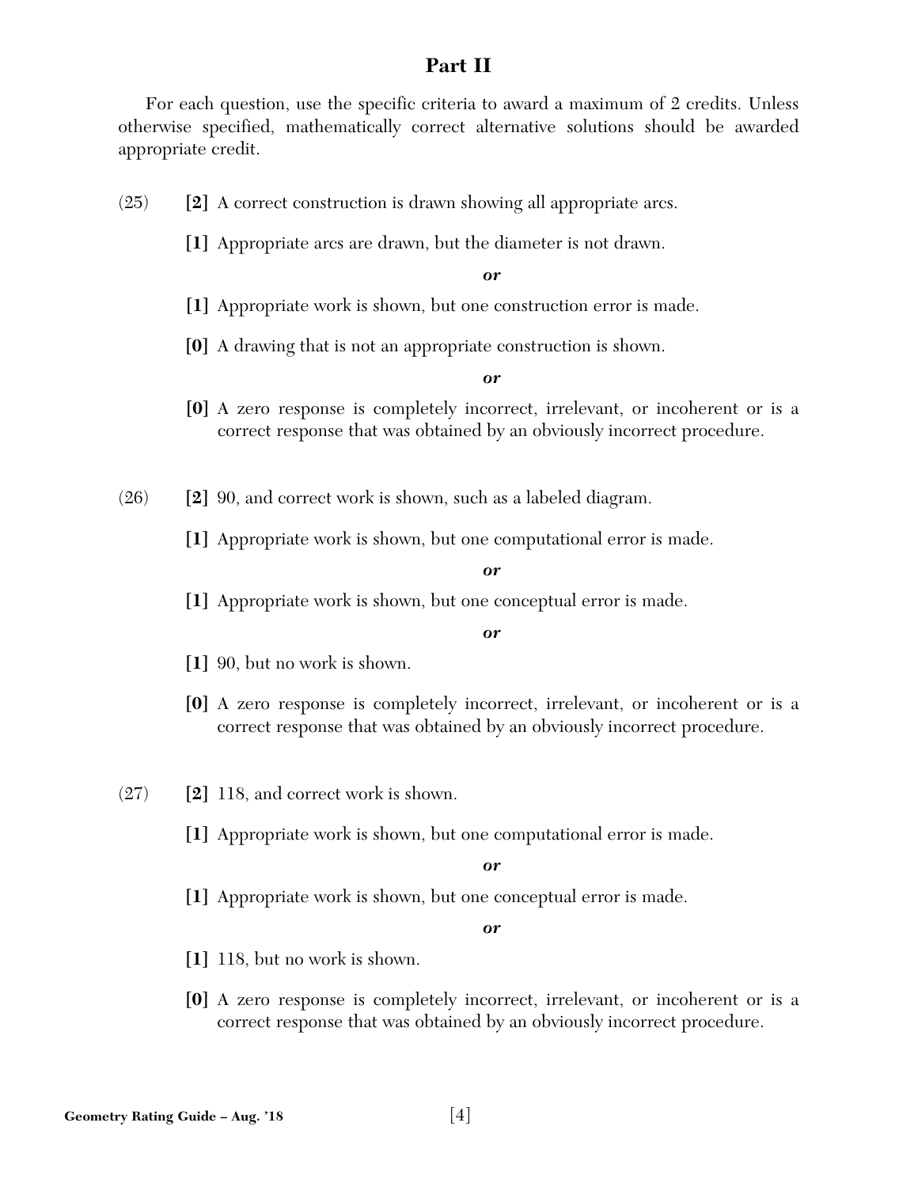## Part II

For each question, use the specific criteria to award a maximum of 2 credits. Unless otherwise specified, mathematically correct alternative solutions should be awarded appropriate credit.

(25) **[2]** A correct construction is drawn showing all appropriate arcs.

**[1]** Appropriate arcs are drawn, but the diameter is not drawn.

***or***

**[1]** Appropriate work is shown, but one construction error is made.

**[0]** A drawing that is not an appropriate construction is shown.

***or***

**[0]** A zero response is completely incorrect, irrelevant, or incoherent or is a correct response that was obtained by an obviously incorrect procedure.

(26) **[2]** 90, and correct work is shown, such as a labeled diagram.

**[1]** Appropriate work is shown, but one computational error is made.

***or***

**[1]** Appropriate work is shown, but one conceptual error is made.

***or***

**[1]** 90, but no work is shown.

**[0]** A zero response is completely incorrect, irrelevant, or incoherent or is a correct response that was obtained by an obviously incorrect procedure.

(27) **[2]** 118, and correct work is shown.

**[1]** Appropriate work is shown, but one computational error is made.

***or***

**[1]** Appropriate work is shown, but one conceptual error is made.

***or***

**[1]** 118, but no work is shown.

**[0]** A zero response is completely incorrect, irrelevant, or incoherent or is a correct response that was obtained by an obviously incorrect procedure.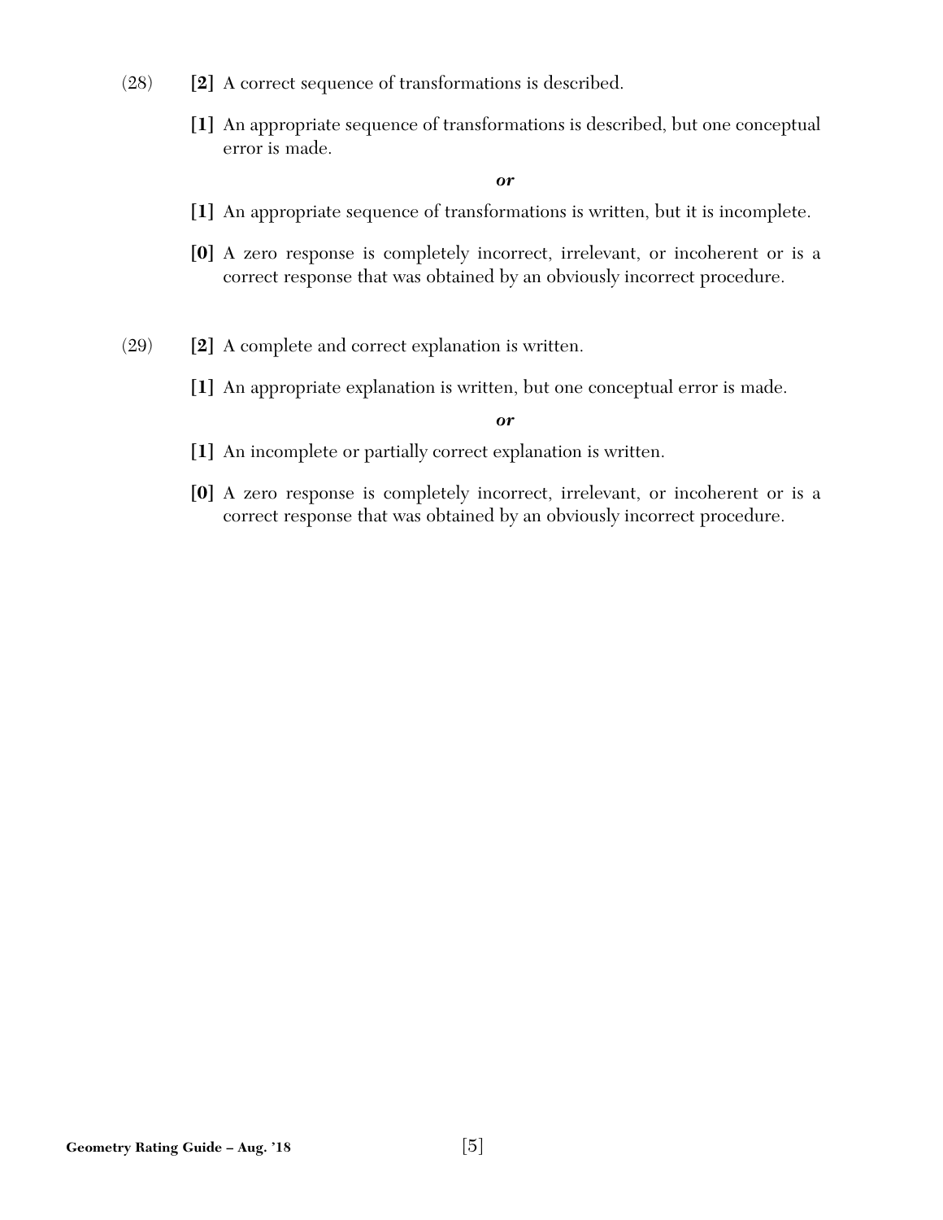(28) **[2]** A correct sequence of transformations is described.

**[1]** An appropriate sequence of transformations is described, but one conceptual error is made.

***or***

**[1]** An appropriate sequence of transformations is written, but it is incomplete.

**[0]** A zero response is completely incorrect, irrelevant, or incoherent or is a correct response that was obtained by an obviously incorrect procedure.

(29) **[2]** A complete and correct explanation is written.

**[1]** An appropriate explanation is written, but one conceptual error is made.

***or***

**[1]** An incomplete or partially correct explanation is written.

**[0]** A zero response is completely incorrect, irrelevant, or incoherent or is a correct response that was obtained by an obviously incorrect procedure.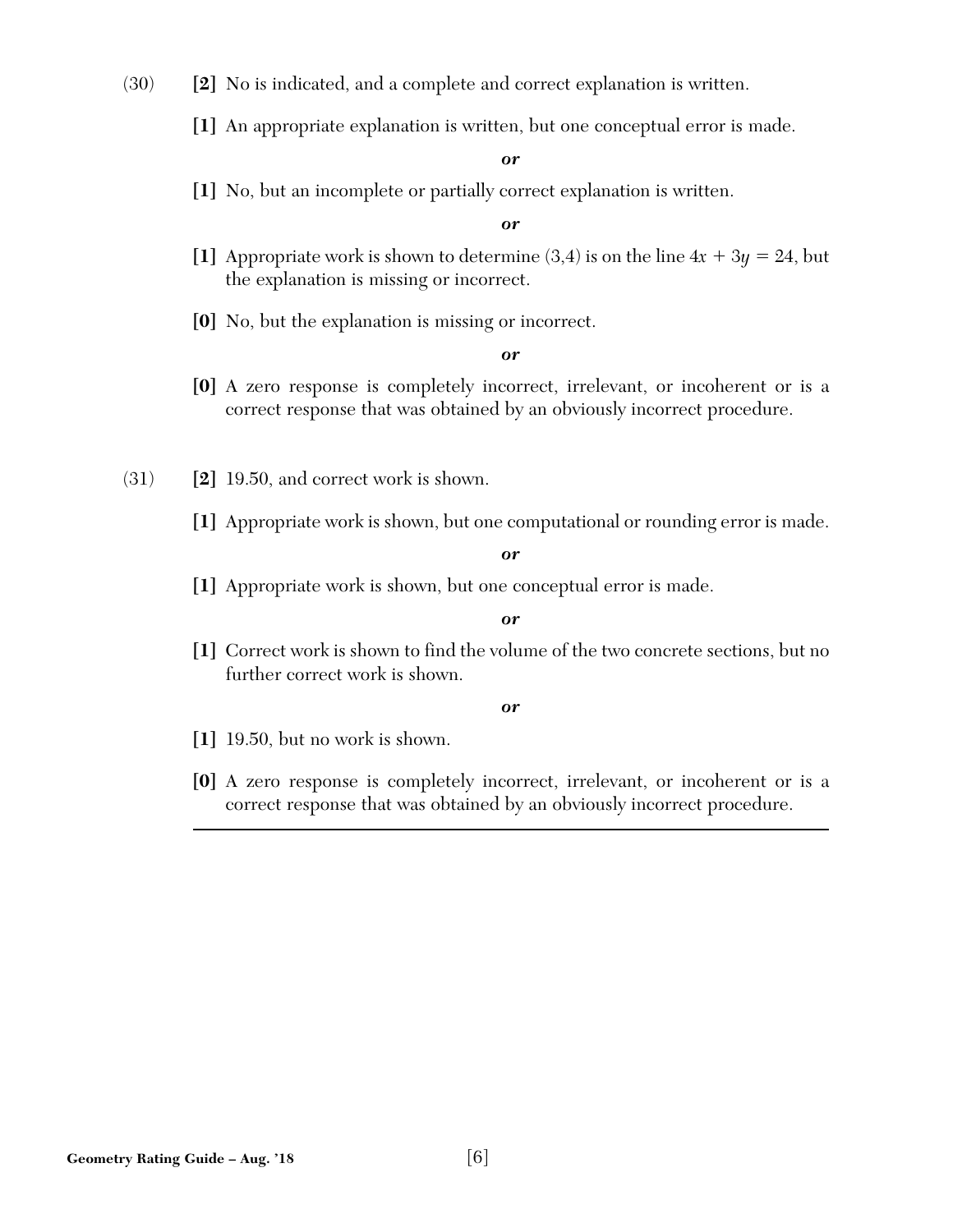(30) **[2]** No is indicated, and a complete and correct explanation is written.

**[1]** An appropriate explanation is written, but one conceptual error is made.

***or***

**[1]** No, but an incomplete or partially correct explanation is written.

***or***

**[1]** Appropriate work is shown to determine (3,4) is on the line $4x + 3y = 24$, but the explanation is missing or incorrect.

**[0]** No, but the explanation is missing or incorrect.

***or***

**[0]** A zero response is completely incorrect, irrelevant, or incoherent or is a correct response that was obtained by an obviously incorrect procedure.

(31) **[2]** 19.50, and correct work is shown.

**[1]** Appropriate work is shown, but one computational or rounding error is made.

***or***

**[1]** Appropriate work is shown, but one conceptual error is made.

***or***

**[1]** Correct work is shown to find the volume of the two concrete sections, but no further correct work is shown.

***or***

**[1]** 19.50, but no work is shown.

**[0]** A zero response is completely incorrect, irrelevant, or incoherent or is a correct response that was obtained by an obviously incorrect procedure.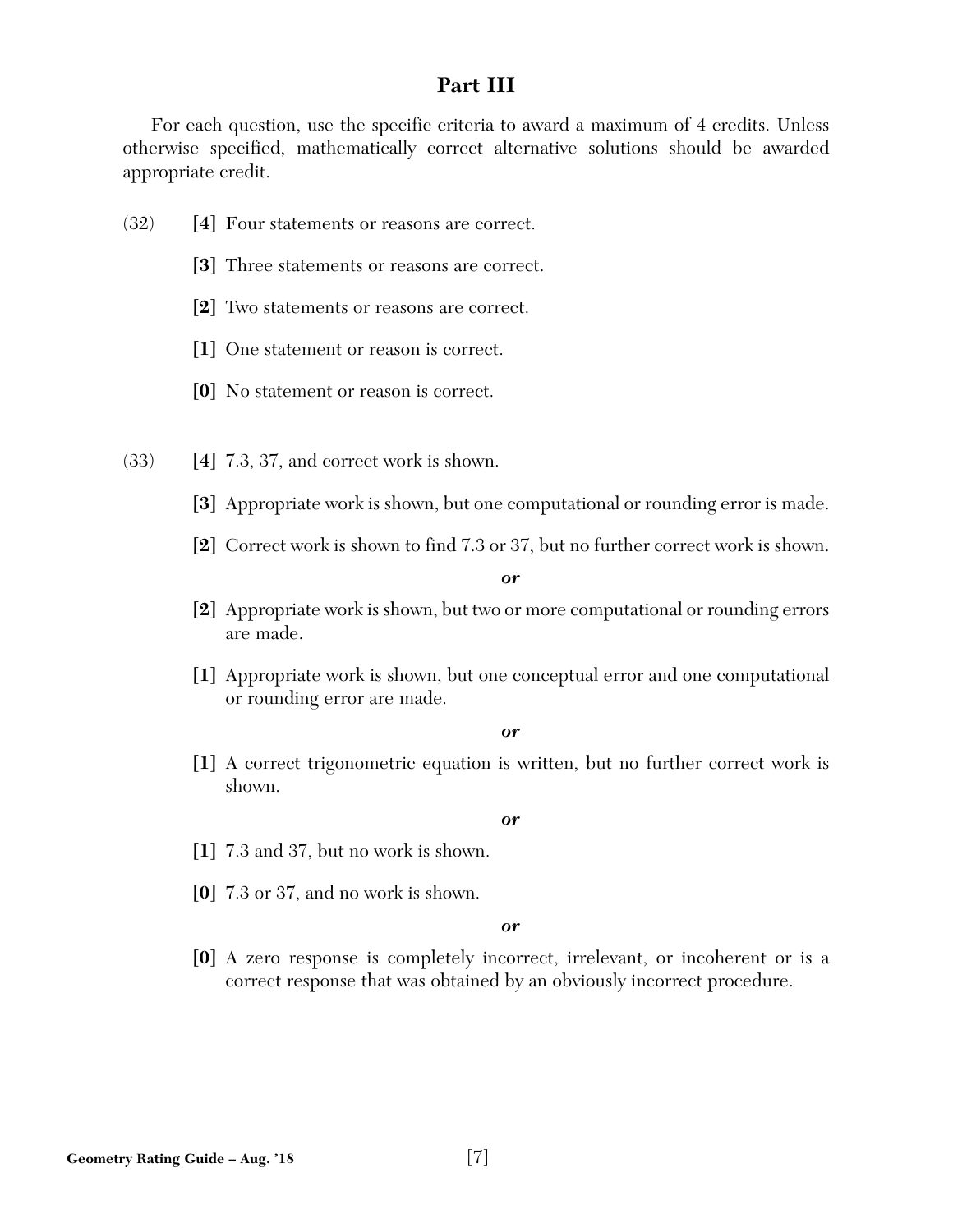## Part III

For each question, use the specific criteria to award a maximum of 4 credits. Unless otherwise specified, mathematically correct alternative solutions should be awarded appropriate credit.

(32) **[4]** Four statements or reasons are correct.

**[3]** Three statements or reasons are correct.

**[2]** Two statements or reasons are correct.

**[1]** One statement or reason is correct.

**[0]** No statement or reason is correct.

(33) **[4]** 7.3, 37, and correct work is shown.

**[3]** Appropriate work is shown, but one computational or rounding error is made.

**[2]** Correct work is shown to find 7.3 or 37, but no further correct work is shown.

***or***

**[2]** Appropriate work is shown, but two or more computational or rounding errors are made.

**[1]** Appropriate work is shown, but one conceptual error and one computational or rounding error are made.

***or***

**[1]** A correct trigonometric equation is written, but no further correct work is shown.

***or***

**[1]** 7.3 and 37, but no work is shown.

**[0]** 7.3 or 37, and no work is shown.

***or***

**[0]** A zero response is completely incorrect, irrelevant, or incoherent or is a correct response that was obtained by an obviously incorrect procedure.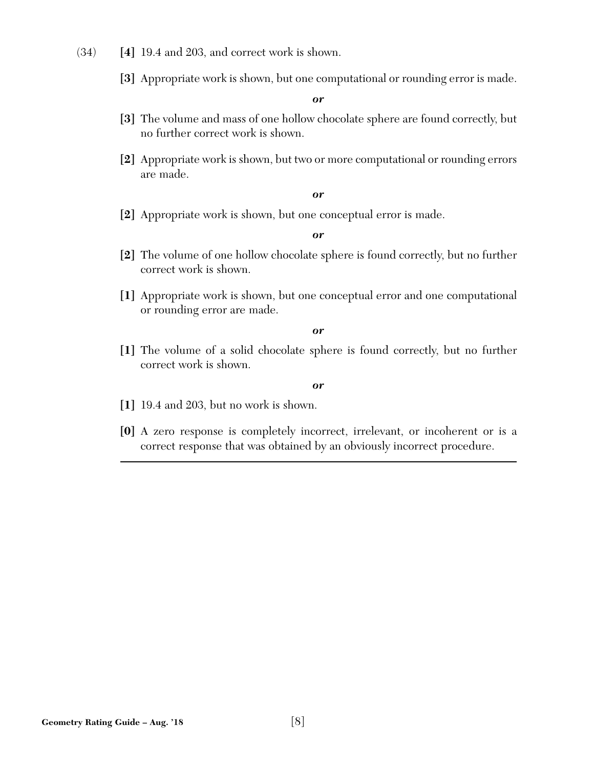(34) **[4]** 19.4 and 203, and correct work is shown.

**[3]** Appropriate work is shown, but one computational or rounding error is made.

***or***

**[3]** The volume and mass of one hollow chocolate sphere are found correctly, but no further correct work is shown.

**[2]** Appropriate work is shown, but two or more computational or rounding errors are made.

***or***

**[2]** Appropriate work is shown, but one conceptual error is made.

***or***

**[2]** The volume of one hollow chocolate sphere is found correctly, but no further correct work is shown.

**[1]** Appropriate work is shown, but one conceptual error and one computational or rounding error are made.

***or***

**[1]** The volume of a solid chocolate sphere is found correctly, but no further correct work is shown.

***or***

**[1]** 19.4 and 203, but no work is shown.

**[0]** A zero response is completely incorrect, irrelevant, or incoherent or is a correct response that was obtained by an obviously incorrect procedure.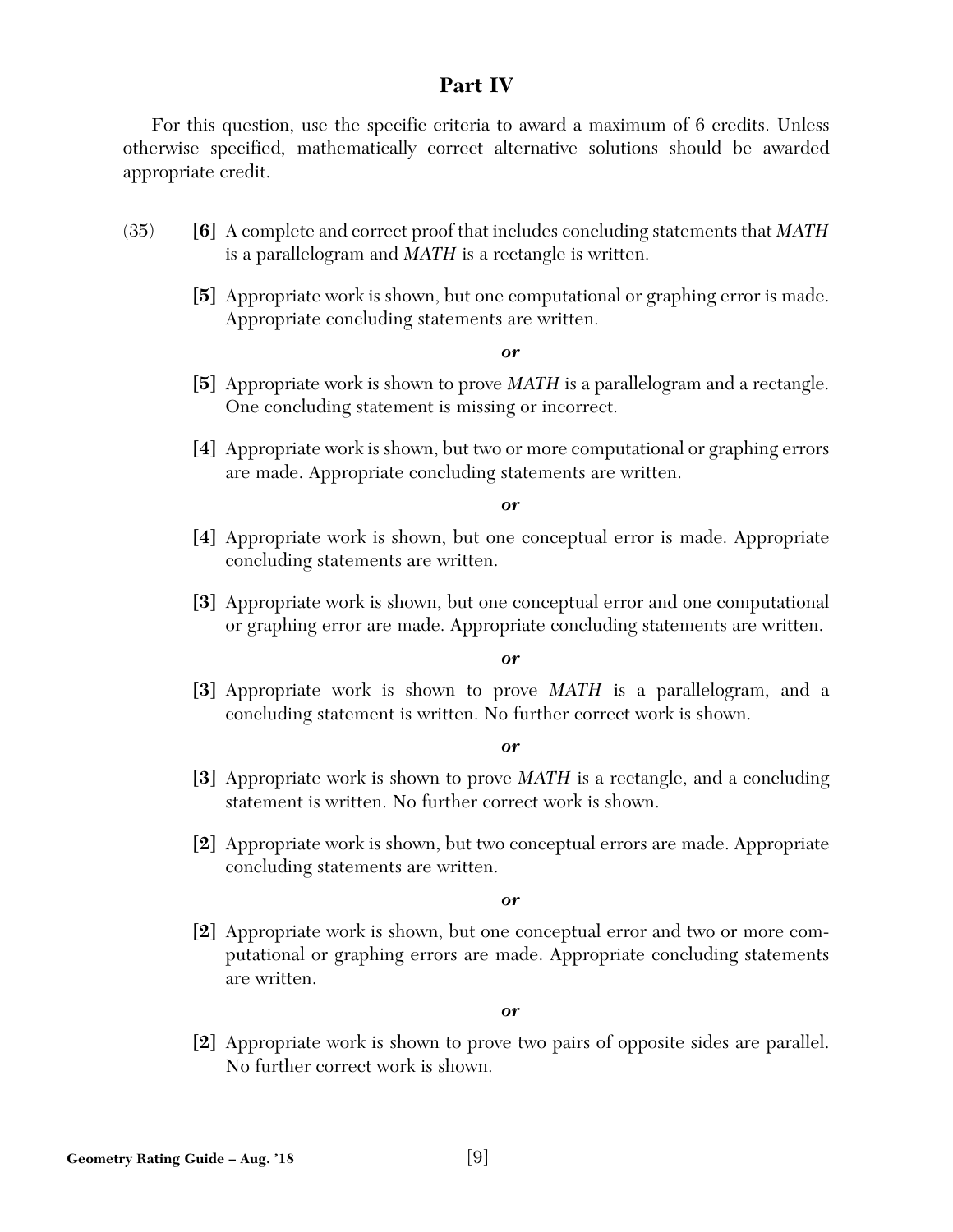## Part IV

For this question, use the specific criteria to award a maximum of 6 credits. Unless otherwise specified, mathematically correct alternative solutions should be awarded appropriate credit.

(35) **[6]** A complete and correct proof that includes concluding statements that *MATH* is a parallelogram and *MATH* is a rectangle is written.

**[5]** Appropriate work is shown, but one computational or graphing error is made. Appropriate concluding statements are written.

***or***

**[5]** Appropriate work is shown to prove *MATH* is a parallelogram and a rectangle. One concluding statement is missing or incorrect.

**[4]** Appropriate work is shown, but two or more computational or graphing errors are made. Appropriate concluding statements are written.

***or***

**[4]** Appropriate work is shown, but one conceptual error is made. Appropriate concluding statements are written.

**[3]** Appropriate work is shown, but one conceptual error and one computational or graphing error are made. Appropriate concluding statements are written.

***or***

**[3]** Appropriate work is shown to prove *MATH* is a parallelogram, and a concluding statement is written. No further correct work is shown.

***or***

**[3]** Appropriate work is shown to prove *MATH* is a rectangle, and a concluding statement is written. No further correct work is shown.

**[2]** Appropriate work is shown, but two conceptual errors are made. Appropriate concluding statements are written.

***or***

**[2]** Appropriate work is shown, but one conceptual error and two or more computational or graphing errors are made. Appropriate concluding statements are written.

***or***

**[2]** Appropriate work is shown to prove two pairs of opposite sides are parallel. No further correct work is shown.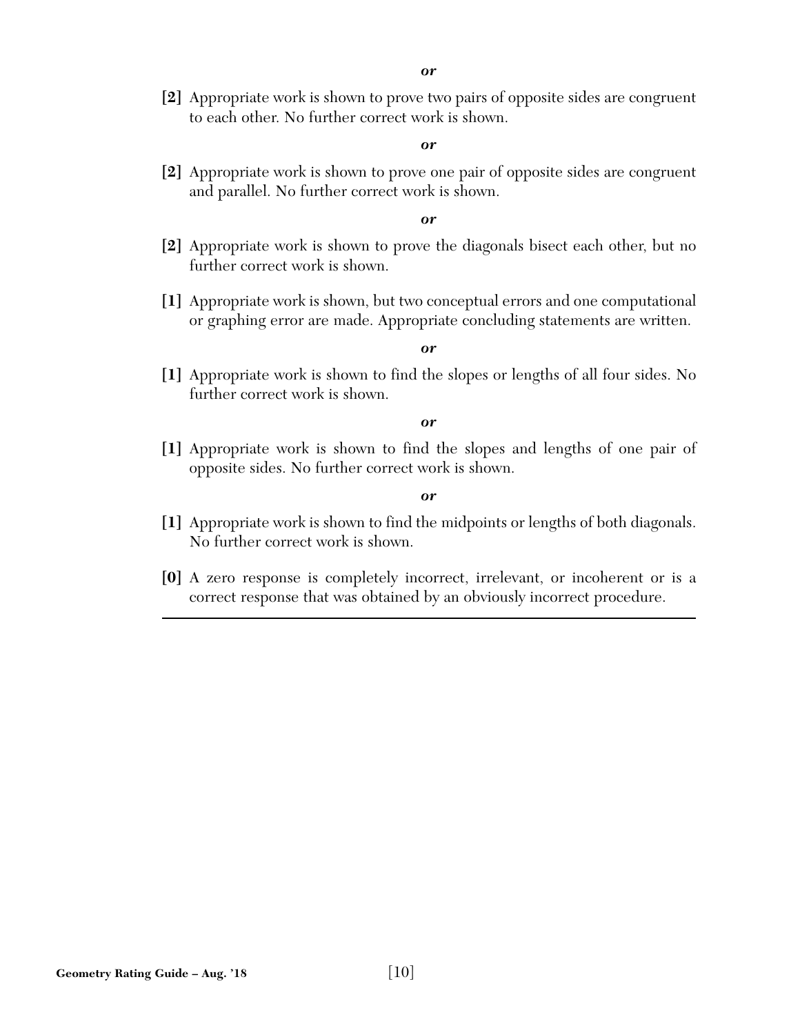***or***

**[2]** Appropriate work is shown to prove two pairs of opposite sides are congruent to each other. No further correct work is shown.

***or***

**[2]** Appropriate work is shown to prove one pair of opposite sides are congruent and parallel. No further correct work is shown.

***or***

**[2]** Appropriate work is shown to prove the diagonals bisect each other, but no further correct work is shown.

**[1]** Appropriate work is shown, but two conceptual errors and one computational or graphing error are made. Appropriate concluding statements are written.

***or***

**[1]** Appropriate work is shown to find the slopes or lengths of all four sides. No further correct work is shown.

***or***

**[1]** Appropriate work is shown to find the slopes and lengths of one pair of opposite sides. No further correct work is shown.

***or***

**[1]** Appropriate work is shown to find the midpoints or lengths of both diagonals. No further correct work is shown.

**[0]** A zero response is completely incorrect, irrelevant, or incoherent or is a correct response that was obtained by an obviously incorrect procedure.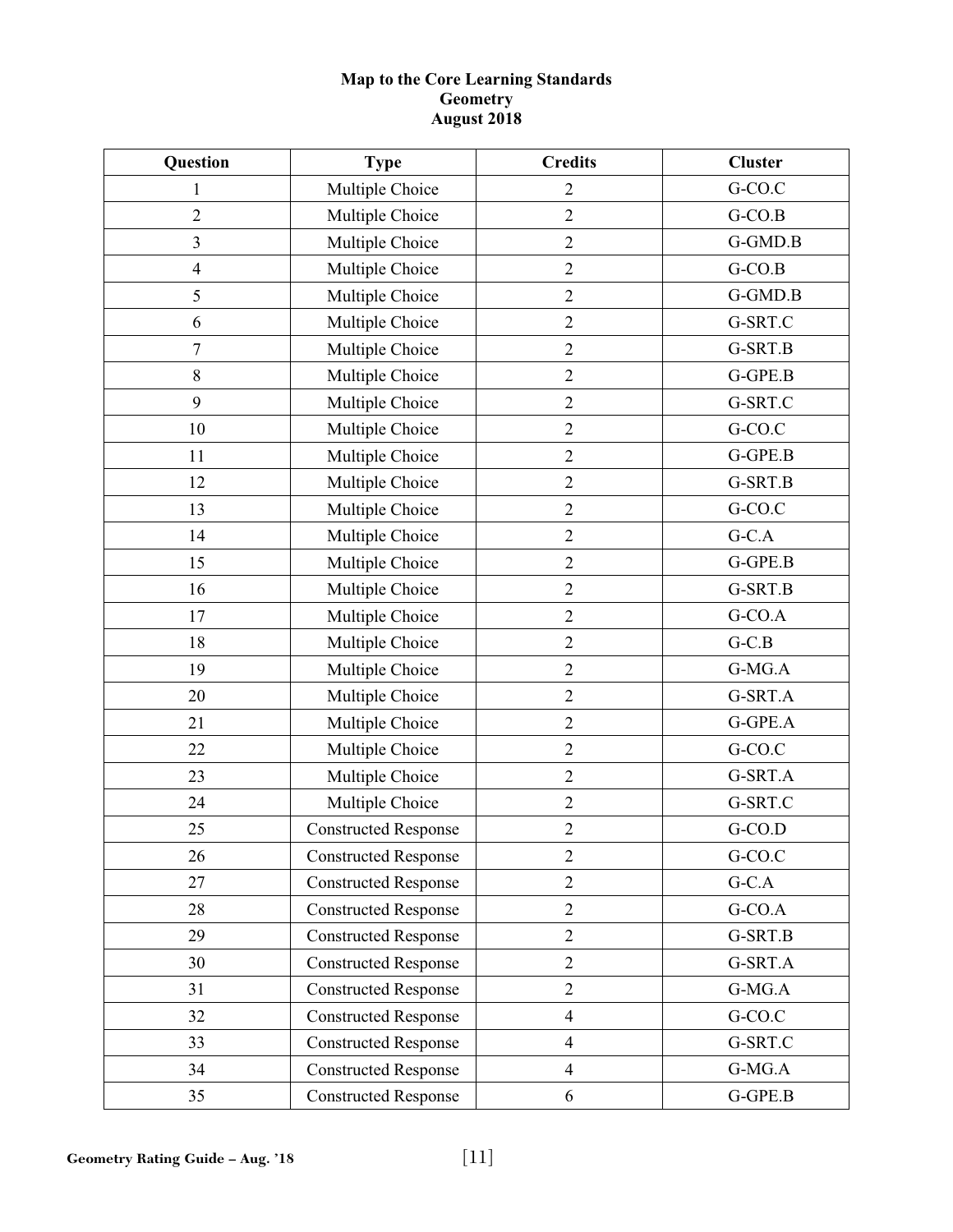**Map to the Core Learning Standards**
**Geometry**
**August 2018**

| Question | Type | Credits | Cluster |
|---|---|---|---|
| 1 | Multiple Choice | 2 | G-CO.C |
| 2 | Multiple Choice | 2 | G-CO.B |
| 3 | Multiple Choice | 2 | G-GMD.B |
| 4 | Multiple Choice | 2 | G-CO.B |
| 5 | Multiple Choice | 2 | G-GMD.B |
| 6 | Multiple Choice | 2 | G-SRT.C |
| 7 | Multiple Choice | 2 | G-SRT.B |
| 8 | Multiple Choice | 2 | G-GPE.B |
| 9 | Multiple Choice | 2 | G-SRT.C |
| 10 | Multiple Choice | 2 | G-CO.C |
| 11 | Multiple Choice | 2 | G-GPE.B |
| 12 | Multiple Choice | 2 | G-SRT.B |
| 13 | Multiple Choice | 2 | G-CO.C |
| 14 | Multiple Choice | 2 | G-C.A |
| 15 | Multiple Choice | 2 | G-GPE.B |
| 16 | Multiple Choice | 2 | G-SRT.B |
| 17 | Multiple Choice | 2 | G-CO.A |
| 18 | Multiple Choice | 2 | G-C.B |
| 19 | Multiple Choice | 2 | G-MG.A |
| 20 | Multiple Choice | 2 | G-SRT.A |
| 21 | Multiple Choice | 2 | G-GPE.A |
| 22 | Multiple Choice | 2 | G-CO.C |
| 23 | Multiple Choice | 2 | G-SRT.A |
| 24 | Multiple Choice | 2 | G-SRT.C |
| 25 | Constructed Response | 2 | G-CO.D |
| 26 | Constructed Response | 2 | G-CO.C |
| 27 | Constructed Response | 2 | G-C.A |
| 28 | Constructed Response | 2 | G-CO.A |
| 29 | Constructed Response | 2 | G-SRT.B |
| 30 | Constructed Response | 2 | G-SRT.A |
| 31 | Constructed Response | 2 | G-MG.A |
| 32 | Constructed Response | 4 | G-CO.C |
| 33 | Constructed Response | 4 | G-SRT.C |
| 34 | Constructed Response | 4 | G-MG.A |
| 35 | Constructed Response | 6 | G-GPE.B |